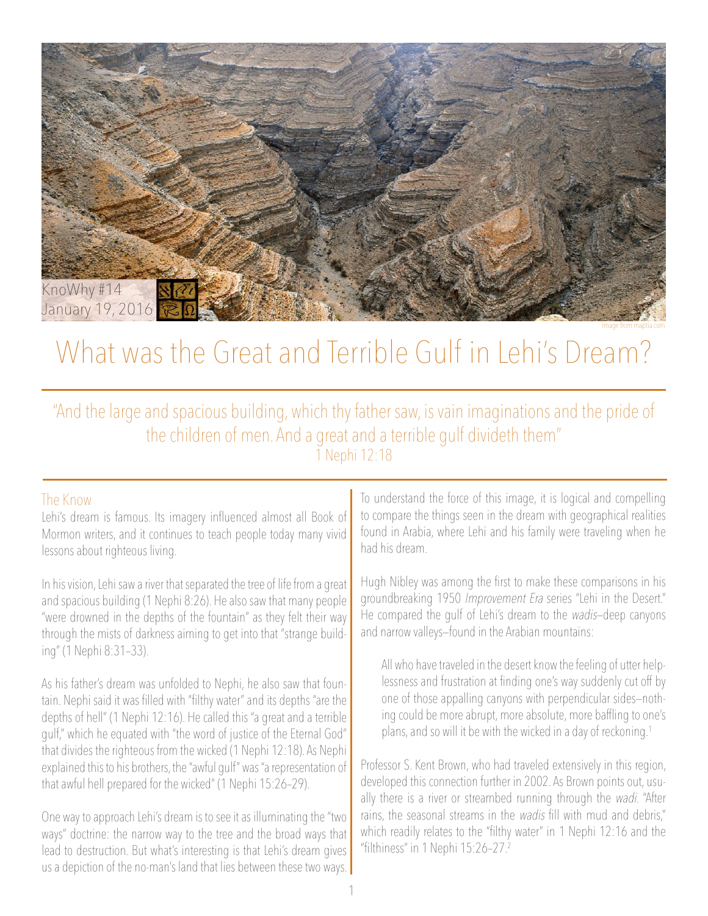KnoWhy #14
January 19, 2016

Image from maphia.com

# What was the Great and Terrible Gulf in Lehi's Dream?

"And the large and spacious building, which thy father saw, is vain imaginations and the pride of the children of men. And a great and a terrible gulf divideth them"
1 Nephi 12:18

## The Know

Lehi's dream is famous. Its imagery influenced almost all Book of Mormon writers, and it continues to teach people today many vivid lessons about righteous living.

In his vision, Lehi saw a river that separated the tree of life from a great and spacious building (1 Nephi 8:26). He also saw that many people "were drowned in the depths of the fountain" as they felt their way through the mists of darkness aiming to get into that "strange building" (1 Nephi 8:31–33).

As his father's dream was unfolded to Nephi, he also saw that fountain. Nephi said it was filled with "filthy water" and its depths "are the depths of hell" (1 Nephi 12:16). He called this "a great and a terrible gulf," which he equated with "the word of justice of the Eternal God" that divides the righteous from the wicked (1 Nephi 12:18). As Nephi explained this to his brothers, the "awful gulf" was "a representation of that awful hell prepared for the wicked" (1 Nephi 15:26–29).

One way to approach Lehi's dream is to see it as illuminating the "two ways" doctrine: the narrow way to the tree and the broad ways that lead to destruction. But what's interesting is that Lehi's dream gives us a depiction of the no-man's land that lies between these two ways.

To understand the force of this image, it is logical and compelling to compare the things seen in the dream with geographical realities found in Arabia, where Lehi and his family were traveling when he had his dream.

Hugh Nibley was among the first to make these comparisons in his groundbreaking 1950 *Improvement Era* series "Lehi in the Desert." He compared the gulf of Lehi's dream to the *wadis*—deep canyons and narrow valleys—found in the Arabian mountains:

> All who have traveled in the desert know the feeling of utter helplessness and frustration at finding one's way suddenly cut off by one of those appalling canyons with perpendicular sides—nothing could be more abrupt, more absolute, more baffling to one's plans, and so will it be with the wicked in a day of reckoning.[1]

Professor S. Kent Brown, who had traveled extensively in this region, developed this connection further in 2002. As Brown points out, usually there is a river or streambed running through the *wadi*. "After rains, the seasonal streams in the *wadis* fill with mud and debris," which readily relates to the "filthy water" in 1 Nephi 12:16 and the "filthiness" in 1 Nephi 15:26–27.[2]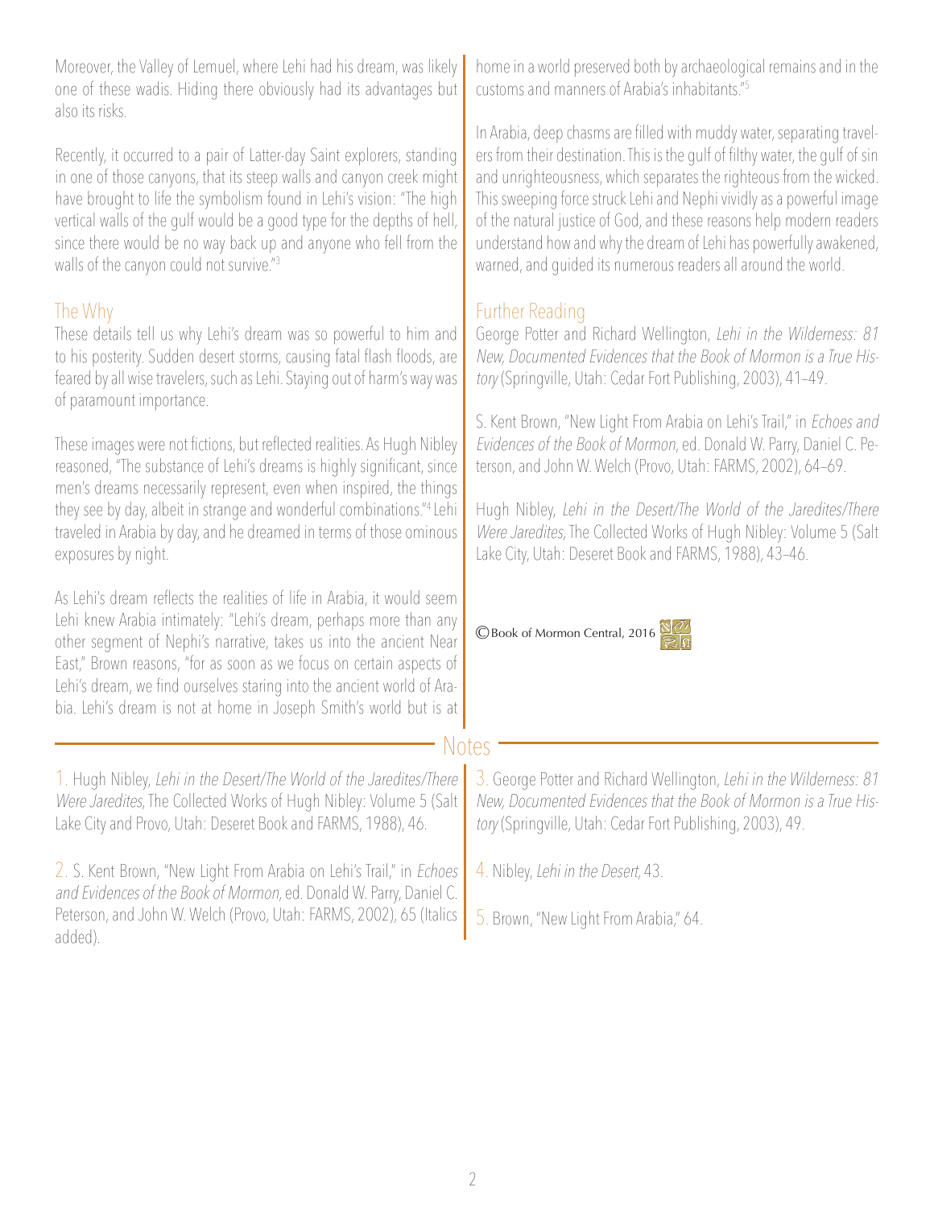Moreover, the Valley of Lemuel, where Lehi had his dream, was likely one of these wadis. Hiding there obviously had its advantages but also its risks.

Recently, it occurred to a pair of Latter-day Saint explorers, standing in one of those canyons, that its steep walls and canyon creek might have brought to life the symbolism found in Lehi's vision: "The high vertical walls of the gulf would be a good type for the depths of hell, since there would be no way back up and anyone who fell from the walls of the canyon could not survive."[3]

## The Why

These details tell us why Lehi's dream was so powerful to him and to his posterity. Sudden desert storms, causing fatal flash floods, are feared by all wise travelers, such as Lehi. Staying out of harm's way was of paramount importance.

These images were not fictions, but reflected realities. As Hugh Nibley reasoned, "The substance of Lehi's dreams is highly significant, since men's dreams necessarily represent, even when inspired, the things they see by day, albeit in strange and wonderful combinations."[4] Lehi traveled in Arabia by day, and he dreamed in terms of those ominous exposures by night.

As Lehi's dream reflects the realities of life in Arabia, it would seem Lehi knew Arabia intimately: "Lehi's dream, perhaps more than any other segment of Nephi's narrative, takes us into the ancient Near East," Brown reasons, "for as soon as we focus on certain aspects of Lehi's dream, we find ourselves staring into the ancient world of Arabia. Lehi's dream is not at home in Joseph Smith's world but is at home in a world preserved both by archaeological remains and in the customs and manners of Arabia's inhabitants."[5]

In Arabia, deep chasms are filled with muddy water, separating travelers from their destination. This is the gulf of filthy water, the gulf of sin and unrighteousness, which separates the righteous from the wicked. This sweeping force struck Lehi and Nephi vividly as a powerful image of the natural justice of God, and these reasons help modern readers understand how and why the dream of Lehi has powerfully awakened, warned, and guided its numerous readers all around the world.

## Further Reading

George Potter and Richard Wellington, *Lehi in the Wilderness: 81 New, Documented Evidences that the Book of Mormon is a True History* (Springville, Utah: Cedar Fort Publishing, 2003), 41–49.

S. Kent Brown, "New Light From Arabia on Lehi's Trail," in *Echoes and Evidences of the Book of Mormon*, ed. Donald W. Parry, Daniel C. Peterson, and John W. Welch (Provo, Utah: FARMS, 2002), 64–69.

Hugh Nibley, *Lehi in the Desert/The World of the Jaredites/There Were Jaredites*, The Collected Works of Hugh Nibley: Volume 5 (Salt Lake City, Utah: Deseret Book and FARMS, 1988), 43–46.

©Book of Mormon Central, 2016

## Notes

1. Hugh Nibley, *Lehi in the Desert/The World of the Jaredites/There Were Jaredites*, The Collected Works of Hugh Nibley: Volume 5 (Salt Lake City and Provo, Utah: Deseret Book and FARMS, 1988), 46.

2. S. Kent Brown, "New Light From Arabia on Lehi's Trail," in *Echoes and Evidences of the Book of Mormon*, ed. Donald W. Parry, Daniel C. Peterson, and John W. Welch (Provo, Utah: FARMS, 2002), 65 (Italics added).

3. George Potter and Richard Wellington, *Lehi in the Wilderness: 81 New, Documented Evidences that the Book of Mormon is a True History* (Springville, Utah: Cedar Fort Publishing, 2003), 49.

4. Nibley, *Lehi in the Desert*, 43.

5. Brown, "New Light From Arabia," 64.